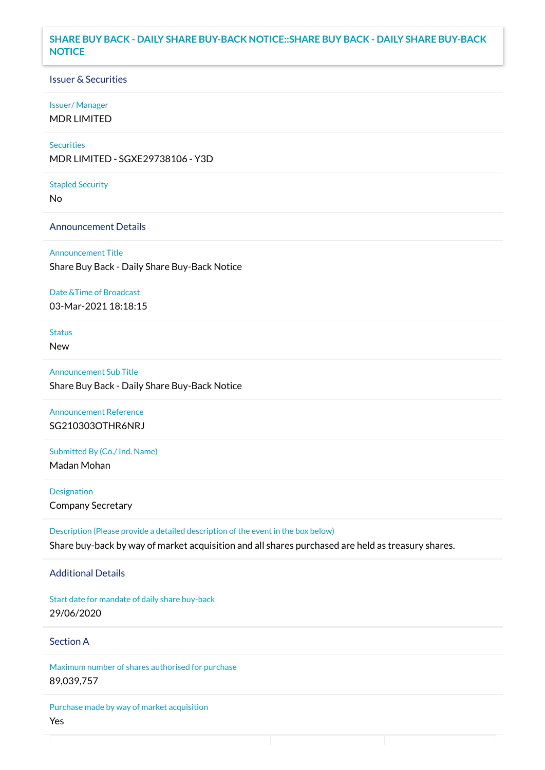# SHARE BUY BACK - DAILY SHARE BUY-BACK NOTICE::SHARE BUY BACK - DAILY SHARE BUY-BACK NOTICE

## Issuer & Securities

**Issuer/ Manager**

MDR LIMITED

**Securities**

MDR LIMITED - SGXE29738106 - Y3D

**Stapled Security**

No

## Announcement Details

**Announcement Title**

Share Buy Back - Daily Share Buy-Back Notice

**Date &Time of Broadcast**

03-Mar-2021 18:18:15

**Status**

New

**Announcement Sub Title**

Share Buy Back - Daily Share Buy-Back Notice

**Announcement Reference**

SG210303OTHR6NRJ

**Submitted By (Co./ Ind. Name)**

Madan Mohan

**Designation**

Company Secretary

**Description (Please provide a detailed description of the event in the box below)**

Share buy-back by way of market acquisition and all shares purchased are held as treasury shares.

## Additional Details

**Start date for mandate of daily share buy-back**

29/06/2020

## Section A

**Maximum number of shares authorised for purchase**

89,039,757

**Purchase made by way of market acquisition**

Yes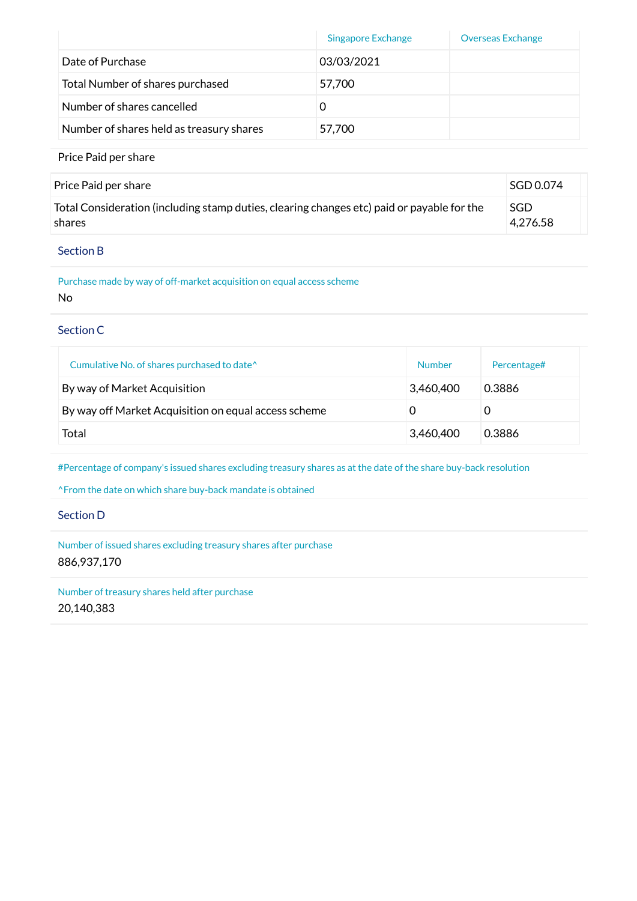| | Singapore Exchange | Overseas Exchange |
|---|---|---|
| Date of Purchase | 03/03/2021 | |
| Total Number of shares purchased | 57,700 | |
| Number of shares cancelled | 0 | |
| Number of shares held as treasury shares | 57,700 | |

Price Paid per share

| | |
|---|---|
| Price Paid per share | SGD 0.074 |
| Total Consideration (including stamp duties, clearing changes etc) paid or payable for the shares | SGD 4,276.58 |

## Section B

Purchase made by way of off-market acquisition on equal access scheme

No

## Section C

| Cumulative No. of shares purchased to date^ | Number | Percentage# |
|---|---|---|
| By way of Market Acquisition | 3,460,400 | 0.3886 |
| By way off Market Acquisition on equal access scheme | 0 | 0 |
| Total | 3,460,400 | 0.3886 |

#Percentage of company's issued shares excluding treasury shares as at the date of the share buy-back resolution

^From the date on which share buy-back mandate is obtained

## Section D

Number of issued shares excluding treasury shares after purchase

886,937,170

Number of treasury shares held after purchase

20,140,383